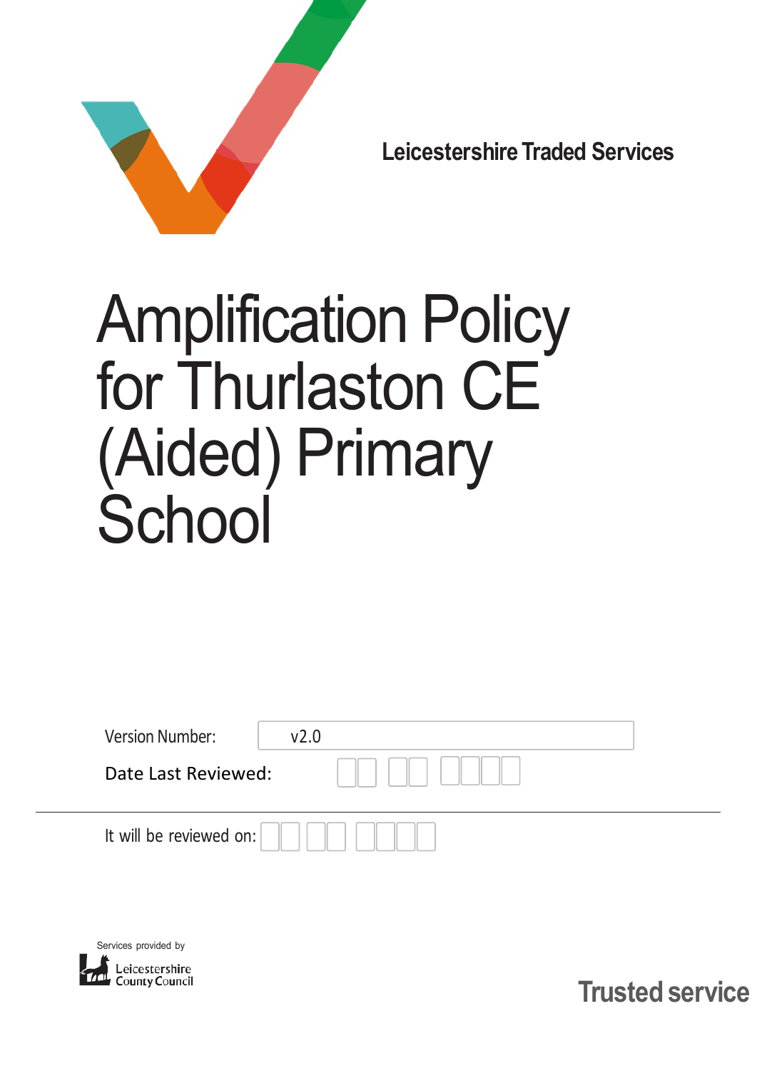Leicestershire Traded Services

# Amplification Policy for Thurlaston CE (Aided) Primary School

| Version Number: | v2.0 |
|---|---|
| Date Last Reviewed: | |

It will be reviewed on:

Services provided by

Leicestershire County Council

Trusted service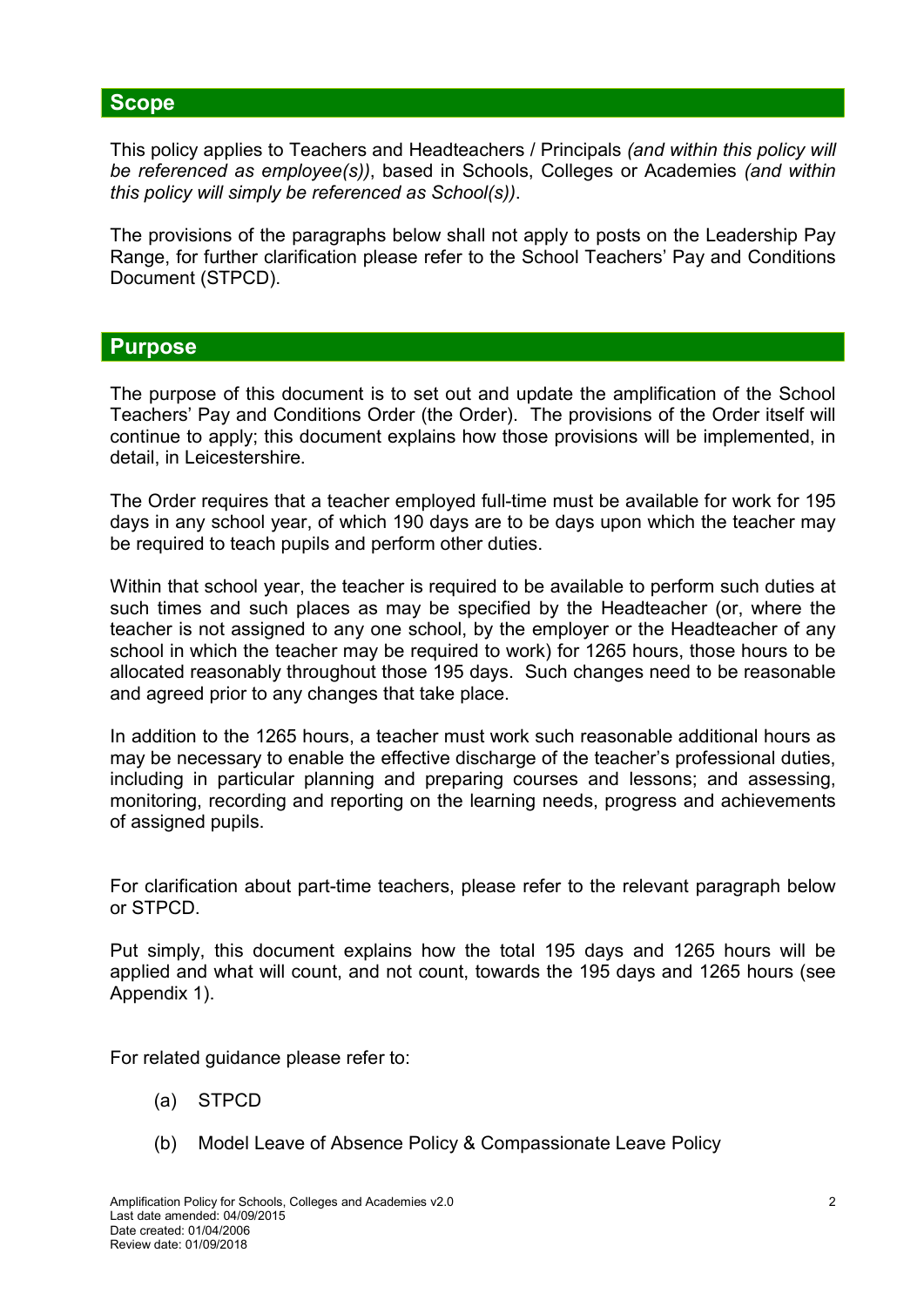## Scope

This policy applies to Teachers and Headteachers / Principals *(and within this policy will be referenced as employee(s))*, based in Schools, Colleges or Academies *(and within this policy will simply be referenced as School(s))*.

The provisions of the paragraphs below shall not apply to posts on the Leadership Pay Range, for further clarification please refer to the School Teachers' Pay and Conditions Document (STPCD).

## Purpose

The purpose of this document is to set out and update the amplification of the School Teachers' Pay and Conditions Order (the Order). The provisions of the Order itself will continue to apply; this document explains how those provisions will be implemented, in detail, in Leicestershire.

The Order requires that a teacher employed full-time must be available for work for 195 days in any school year, of which 190 days are to be days upon which the teacher may be required to teach pupils and perform other duties.

Within that school year, the teacher is required to be available to perform such duties at such times and such places as may be specified by the Headteacher (or, where the teacher is not assigned to any one school, by the employer or the Headteacher of any school in which the teacher may be required to work) for 1265 hours, those hours to be allocated reasonably throughout those 195 days. Such changes need to be reasonable and agreed prior to any changes that take place.

In addition to the 1265 hours, a teacher must work such reasonable additional hours as may be necessary to enable the effective discharge of the teacher's professional duties, including in particular planning and preparing courses and lessons; and assessing, monitoring, recording and reporting on the learning needs, progress and achievements of assigned pupils.

For clarification about part-time teachers, please refer to the relevant paragraph below or STPCD.

Put simply, this document explains how the total 195 days and 1265 hours will be applied and what will count, and not count, towards the 195 days and 1265 hours (see Appendix 1).

For related guidance please refer to:

(a) STPCD

(b) Model Leave of Absence Policy & Compassionate Leave Policy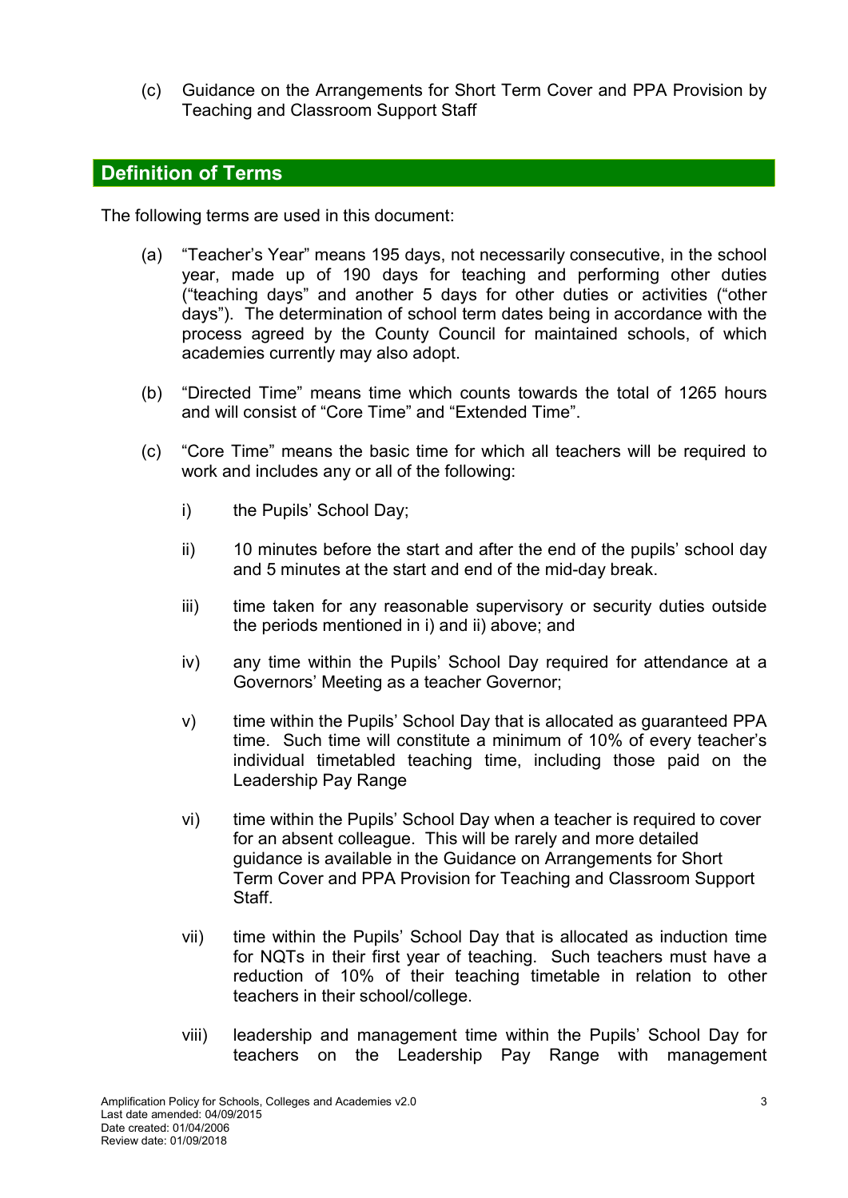(c) Guidance on the Arrangements for Short Term Cover and PPA Provision by Teaching and Classroom Support Staff

## Definition of Terms

The following terms are used in this document:

(a) "Teacher's Year" means 195 days, not necessarily consecutive, in the school year, made up of 190 days for teaching and performing other duties ("teaching days" and another 5 days for other duties or activities ("other days"). The determination of school term dates being in accordance with the process agreed by the County Council for maintained schools, of which academies currently may also adopt.

(b) "Directed Time" means time which counts towards the total of 1265 hours and will consist of "Core Time" and "Extended Time".

(c) "Core Time" means the basic time for which all teachers will be required to work and includes any or all of the following:

   i) the Pupils' School Day;

   ii) 10 minutes before the start and after the end of the pupils' school day and 5 minutes at the start and end of the mid-day break.

   iii) time taken for any reasonable supervisory or security duties outside the periods mentioned in i) and ii) above; and

   iv) any time within the Pupils' School Day required for attendance at a Governors' Meeting as a teacher Governor;

   v) time within the Pupils' School Day that is allocated as guaranteed PPA time. Such time will constitute a minimum of 10% of every teacher's individual timetabled teaching time, including those paid on the Leadership Pay Range

   vi) time within the Pupils' School Day when a teacher is required to cover for an absent colleague. This will be rarely and more detailed guidance is available in the Guidance on Arrangements for Short Term Cover and PPA Provision for Teaching and Classroom Support Staff.

   vii) time within the Pupils' School Day that is allocated as induction time for NQTs in their first year of teaching. Such teachers must have a reduction of 10% of their teaching timetable in relation to other teachers in their school/college.

   viii) leadership and management time within the Pupils' School Day for teachers on the Leadership Pay Range with management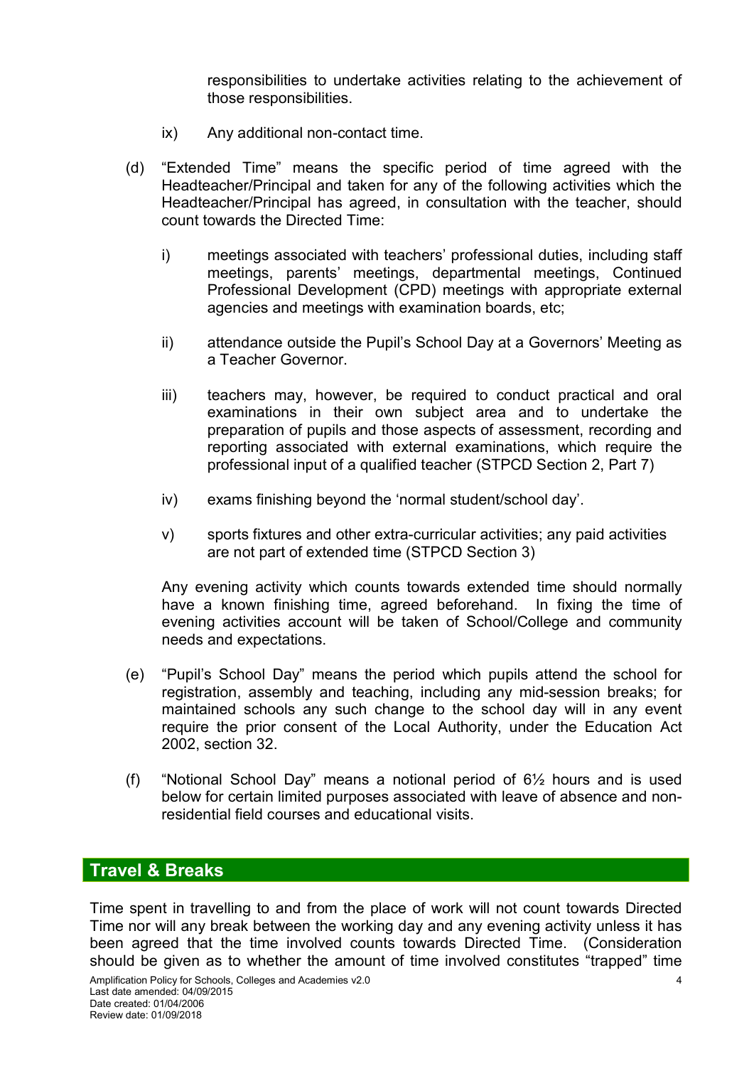responsibilities to undertake activities relating to the achievement of those responsibilities.

ix) Any additional non-contact time.

(d) "Extended Time" means the specific period of time agreed with the Headteacher/Principal and taken for any of the following activities which the Headteacher/Principal has agreed, in consultation with the teacher, should count towards the Directed Time:

   i) meetings associated with teachers' professional duties, including staff meetings, parents' meetings, departmental meetings, Continued Professional Development (CPD) meetings with appropriate external agencies and meetings with examination boards, etc;

   ii) attendance outside the Pupil's School Day at a Governors' Meeting as a Teacher Governor.

   iii) teachers may, however, be required to conduct practical and oral examinations in their own subject area and to undertake the preparation of pupils and those aspects of assessment, recording and reporting associated with external examinations, which require the professional input of a qualified teacher (STPCD Section 2, Part 7)

   iv) exams finishing beyond the 'normal student/school day'.

   v) sports fixtures and other extra-curricular activities; any paid activities are not part of extended time (STPCD Section 3)

   Any evening activity which counts towards extended time should normally have a known finishing time, agreed beforehand. In fixing the time of evening activities account will be taken of School/College and community needs and expectations.

(e) "Pupil's School Day" means the period which pupils attend the school for registration, assembly and teaching, including any mid-session breaks; for maintained schools any such change to the school day will in any event require the prior consent of the Local Authority, under the Education Act 2002, section 32.

(f) "Notional School Day" means a notional period of 6½ hours and is used below for certain limited purposes associated with leave of absence and non-residential field courses and educational visits.

## Travel & Breaks

Time spent in travelling to and from the place of work will not count towards Directed Time nor will any break between the working day and any evening activity unless it has been agreed that the time involved counts towards Directed Time. (Consideration should be given as to whether the amount of time involved constitutes "trapped" time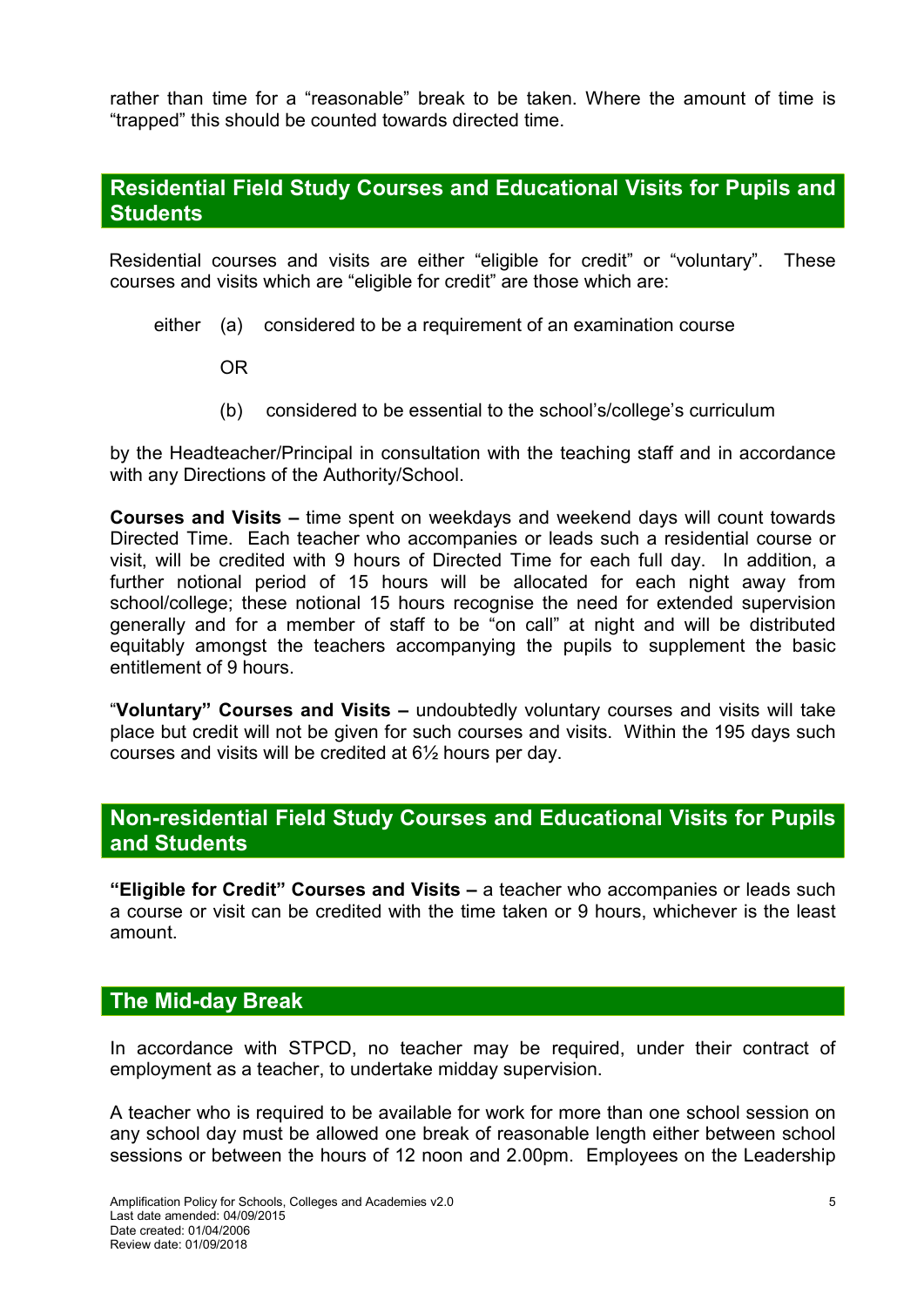rather than time for a "reasonable" break to be taken. Where the amount of time is "trapped" this should be counted towards directed time.

## Residential Field Study Courses and Educational Visits for Pupils and Students

Residential courses and visits are either "eligible for credit" or "voluntary". These courses and visits which are "eligible for credit" are those which are:

either (a) considered to be a requirement of an examination course

OR

(b) considered to be essential to the school's/college's curriculum

by the Headteacher/Principal in consultation with the teaching staff and in accordance with any Directions of the Authority/School.

**Courses and Visits –** time spent on weekdays and weekend days will count towards Directed Time. Each teacher who accompanies or leads such a residential course or visit, will be credited with 9 hours of Directed Time for each full day. In addition, a further notional period of 15 hours will be allocated for each night away from school/college; these notional 15 hours recognise the need for extended supervision generally and for a member of staff to be "on call" at night and will be distributed equitably amongst the teachers accompanying the pupils to supplement the basic entitlement of 9 hours.

"**Voluntary" Courses and Visits –** undoubtedly voluntary courses and visits will take place but credit will not be given for such courses and visits. Within the 195 days such courses and visits will be credited at 6½ hours per day.

## Non-residential Field Study Courses and Educational Visits for Pupils and Students

**"Eligible for Credit" Courses and Visits –** a teacher who accompanies or leads such a course or visit can be credited with the time taken or 9 hours, whichever is the least amount.

## The Mid-day Break

In accordance with STPCD, no teacher may be required, under their contract of employment as a teacher, to undertake midday supervision.

A teacher who is required to be available for work for more than one school session on any school day must be allowed one break of reasonable length either between school sessions or between the hours of 12 noon and 2.00pm. Employees on the Leadership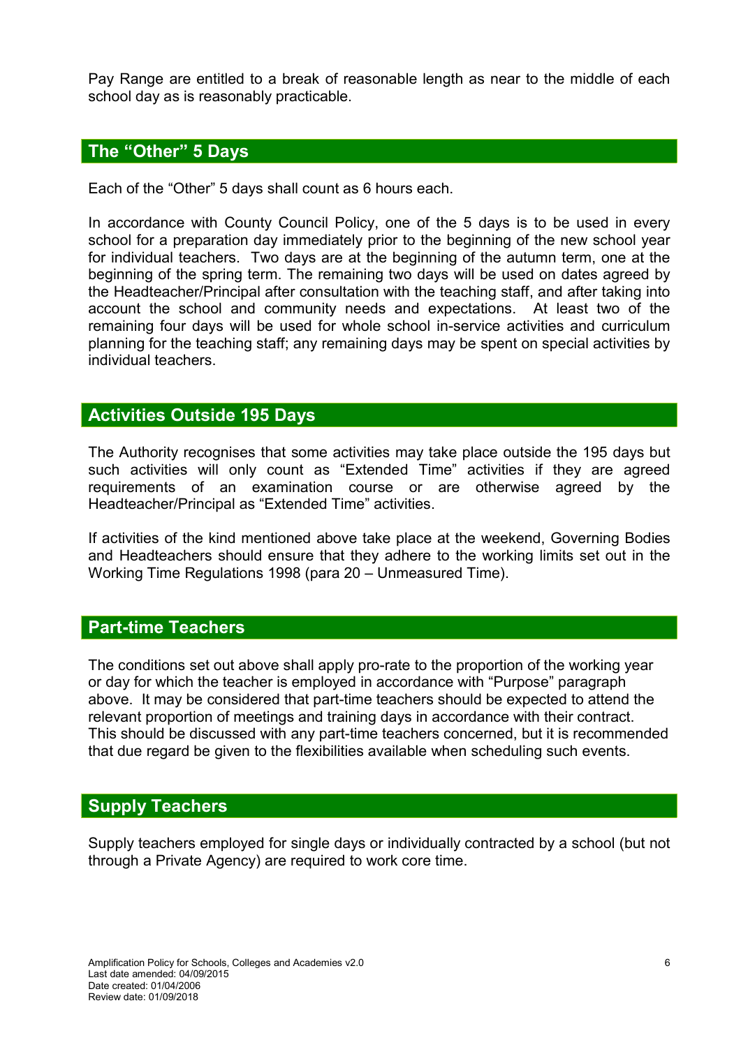Pay Range are entitled to a break of reasonable length as near to the middle of each school day as is reasonably practicable.

## The "Other" 5 Days

Each of the "Other" 5 days shall count as 6 hours each.

In accordance with County Council Policy, one of the 5 days is to be used in every school for a preparation day immediately prior to the beginning of the new school year for individual teachers. Two days are at the beginning of the autumn term, one at the beginning of the spring term. The remaining two days will be used on dates agreed by the Headteacher/Principal after consultation with the teaching staff, and after taking into account the school and community needs and expectations. At least two of the remaining four days will be used for whole school in-service activities and curriculum planning for the teaching staff; any remaining days may be spent on special activities by individual teachers.

## Activities Outside 195 Days

The Authority recognises that some activities may take place outside the 195 days but such activities will only count as "Extended Time" activities if they are agreed requirements of an examination course or are otherwise agreed by the Headteacher/Principal as "Extended Time" activities.

If activities of the kind mentioned above take place at the weekend, Governing Bodies and Headteachers should ensure that they adhere to the working limits set out in the Working Time Regulations 1998 (para 20 – Unmeasured Time).

## Part-time Teachers

The conditions set out above shall apply pro-rate to the proportion of the working year or day for which the teacher is employed in accordance with "Purpose" paragraph above. It may be considered that part-time teachers should be expected to attend the relevant proportion of meetings and training days in accordance with their contract. This should be discussed with any part-time teachers concerned, but it is recommended that due regard be given to the flexibilities available when scheduling such events.

## Supply Teachers

Supply teachers employed for single days or individually contracted by a school (but not through a Private Agency) are required to work core time.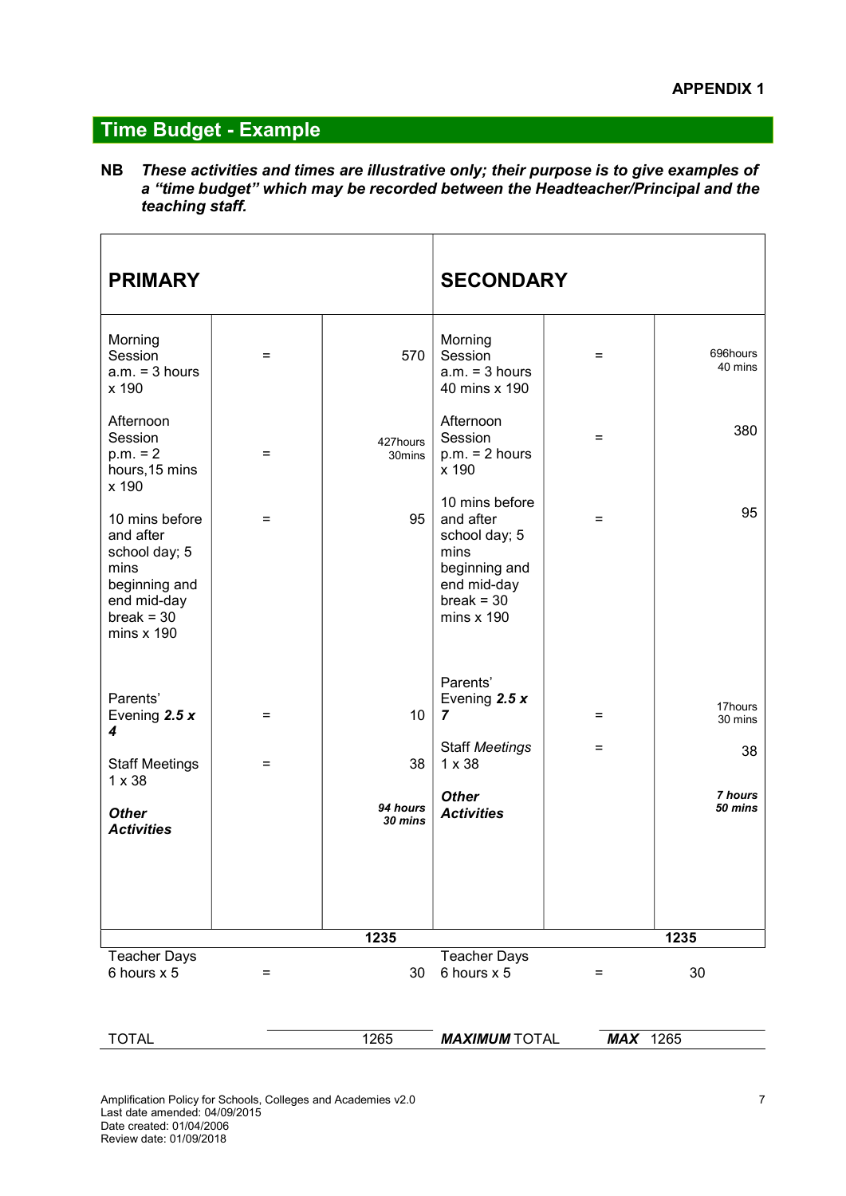**APPENDIX 1**

## Time Budget - Example

**NB** ***These activities and times are illustrative only; their purpose is to give examples of a "time budget" which may be recorded between the Headteacher/Principal and the teaching staff.***

| **PRIMARY** | | | **SECONDARY** | | |
|---|---|---|---|---|---|
| Morning Session a.m. = 3 hours x 190 | = | 570 | Morning Session a.m. = 3 hours 40 mins x 190 | = | 696hours 40 mins |
| Afternoon Session p.m. = 2 hours,15 mins x 190 | = | 427hours 30mins | Afternoon Session p.m. = 2 hours x 190 | = | 380 |
| 10 mins before and after school day; 5 mins beginning and end mid-day break = 30 mins x 190 | = | 95 | 10 mins before and after school day; 5 mins beginning and end mid-day break = 30 mins x 190 | = | 95 |
| Parents' Evening ***2.5 x 4*** | = | 10 | Parents' Evening ***2.5 x 7*** | = | 17hours 30 mins |
| Staff Meetings 1 x 38 | = | 38 | Staff *Meetings* 1 x 38 | = | 38 |
| ***Other Activities*** | | ***94 hours 30 mins*** | ***Other Activities*** | | ***7 hours 50 mins*** |
| | | **1235** | | | **1235** |
| Teacher Days 6 hours x 5 | = | 30 | Teacher Days 6 hours x 5 | = | 30 |
| TOTAL | | 1265 | ***MAXIMUM*** TOTAL | | ***MAX*** 1265 |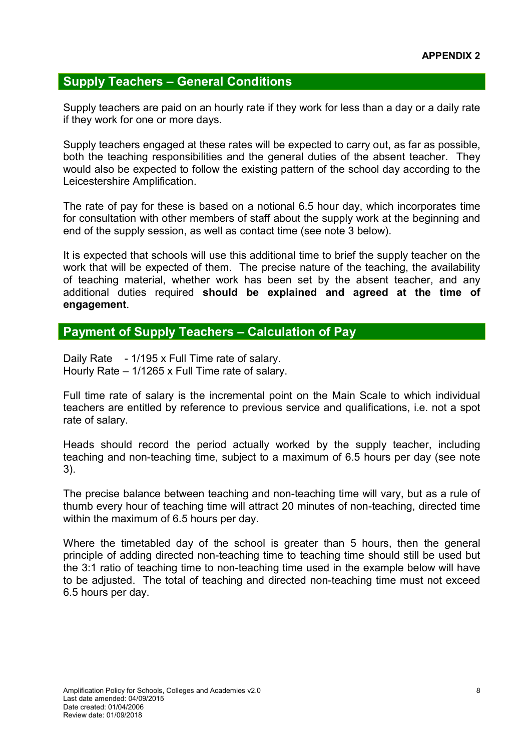**APPENDIX 2**

## Supply Teachers – General Conditions

Supply teachers are paid on an hourly rate if they work for less than a day or a daily rate if they work for one or more days.

Supply teachers engaged at these rates will be expected to carry out, as far as possible, both the teaching responsibilities and the general duties of the absent teacher. They would also be expected to follow the existing pattern of the school day according to the Leicestershire Amplification.

The rate of pay for these is based on a notional 6.5 hour day, which incorporates time for consultation with other members of staff about the supply work at the beginning and end of the supply session, as well as contact time (see note 3 below).

It is expected that schools will use this additional time to brief the supply teacher on the work that will be expected of them. The precise nature of the teaching, the availability of teaching material, whether work has been set by the absent teacher, and any additional duties required **should be explained and agreed at the time of engagement**.

## Payment of Supply Teachers – Calculation of Pay

Daily Rate - 1/195 x Full Time rate of salary.
Hourly Rate – 1/1265 x Full Time rate of salary.

Full time rate of salary is the incremental point on the Main Scale to which individual teachers are entitled by reference to previous service and qualifications, i.e. not a spot rate of salary.

Heads should record the period actually worked by the supply teacher, including teaching and non-teaching time, subject to a maximum of 6.5 hours per day (see note 3).

The precise balance between teaching and non-teaching time will vary, but as a rule of thumb every hour of teaching time will attract 20 minutes of non-teaching, directed time within the maximum of 6.5 hours per day.

Where the timetabled day of the school is greater than 5 hours, then the general principle of adding directed non-teaching time to teaching time should still be used but the 3:1 ratio of teaching time to non-teaching time used in the example below will have to be adjusted. The total of teaching and directed non-teaching time must not exceed 6.5 hours per day.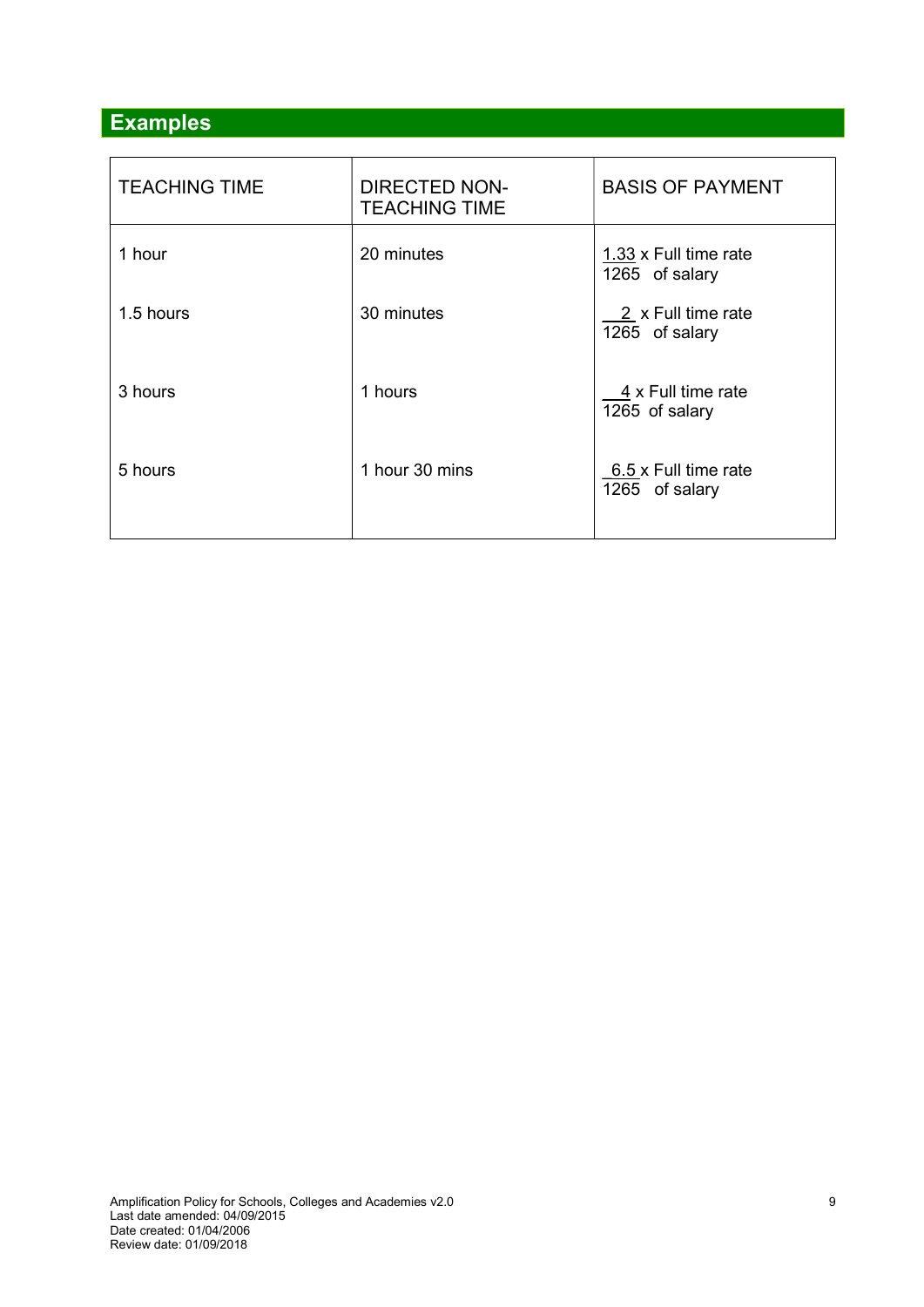## Examples

| TEACHING TIME | DIRECTED NON-TEACHING TIME | BASIS OF PAYMENT |
|---|---|---|
| 1 hour | 20 minutes | $\frac{1.33}{1265}$ x Full time rate of salary |
| 1.5 hours | 30 minutes | $\frac{2}{1265}$ x Full time rate of salary |
| 3 hours | 1 hours | $\frac{4}{1265}$ x Full time rate of salary |
| 5 hours | 1 hour 30 mins | $\frac{6.5}{1265}$ x Full time rate of salary |